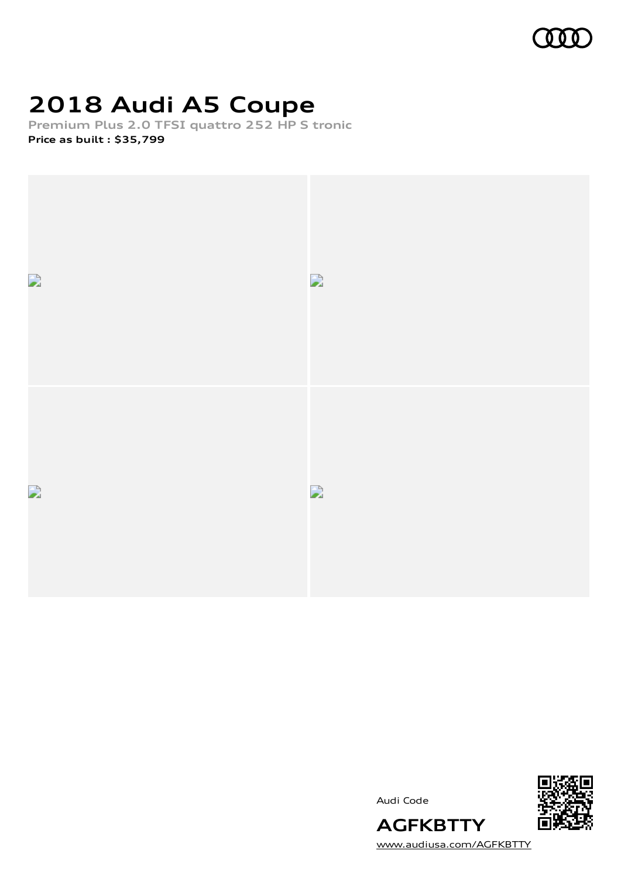# 2018 Audi A5 Coupe

**Premium Plus 2.0 TFSI quattro 252 HP S tronic**

**Price as built : $35,799**

Audi Code

**AGFKBTTY**

[www.audiusa.com/AGFKBTTY](www.audiusa.com/AGFKBTTY)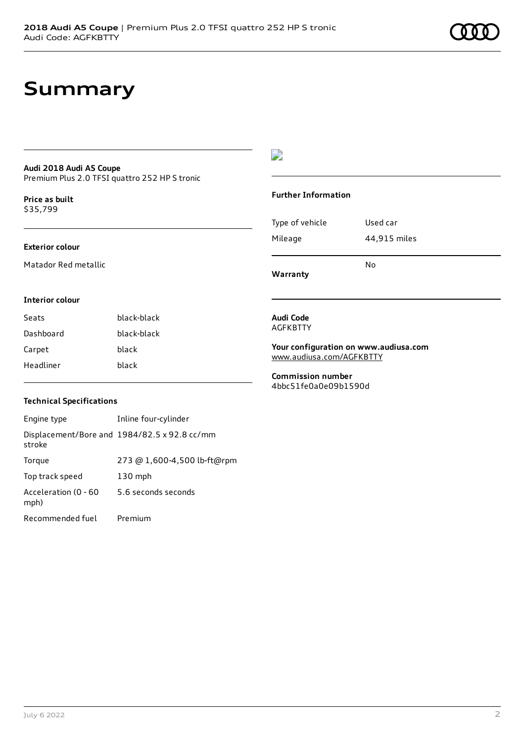# Summary

**Audi 2018 Audi A5 Coupe**
Premium Plus 2.0 TFSI quattro 252 HP S tronic

**Price as built**
$35,799

**Exterior colour**

Matador Red metallic

**Interior colour**

| Seats | black-black |
| --- | --- |
| Dashboard | black-black |
| Carpet | black |
| Headliner | black |

**Technical Specifications**

| Engine type | Inline four-cylinder |
| --- | --- |
| Displacement/Bore and stroke | 1984/82.5 x 92.8 cc/mm |
| Torque | 273 @ 1,600-4,500 lb-ft@rpm |
| Top track speed | 130 mph |
| Acceleration (0 - 60 mph) | 5.6 seconds seconds |
| Recommended fuel | Premium |

**Further Information**

| Type of vehicle | Used car |
| --- | --- |
| Mileage | 44,915 miles |
| **Warranty** | No |

**Audi Code**
AGFKBTTY

**Your configuration on www.audiusa.com**
www.audiusa.com/AGFKBTTY

**Commission number**
4bbc51fe0a0e09b1590d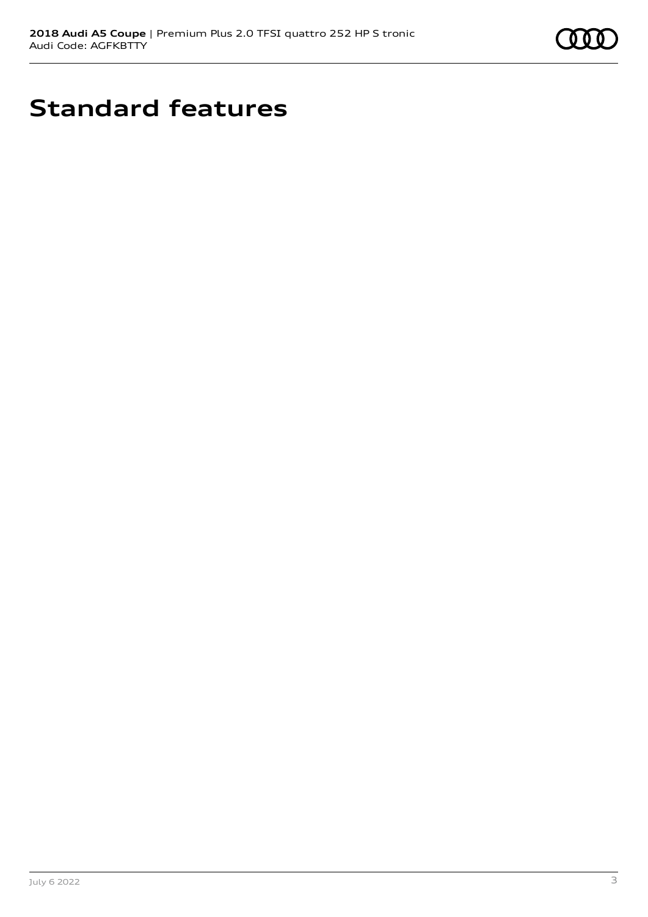# Standard features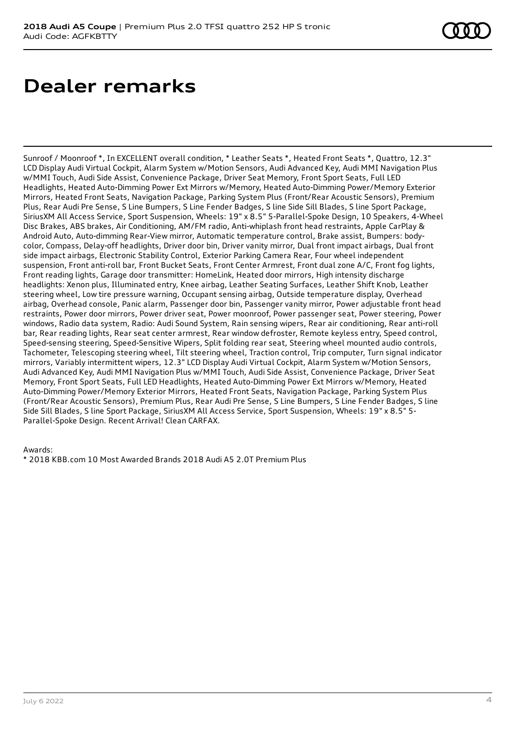# Dealer remarks

Sunroof / Moonroof *, In EXCELLENT overall condition, * Leather Seats *, Heated Front Seats *, Quattro, 12.3" LCD Display Audi Virtual Cockpit, Alarm System w/Motion Sensors, Audi Advanced Key, Audi MMI Navigation Plus w/MMI Touch, Audi Side Assist, Convenience Package, Driver Seat Memory, Front Sport Seats, Full LED Headlights, Heated Auto-Dimming Power Ext Mirrors w/Memory, Heated Auto-Dimming Power/Memory Exterior Mirrors, Heated Front Seats, Navigation Package, Parking System Plus (Front/Rear Acoustic Sensors), Premium Plus, Rear Audi Pre Sense, S Line Bumpers, S Line Fender Badges, S line Side Sill Blades, S line Sport Package, SiriusXM All Access Service, Sport Suspension, Wheels: 19" x 8.5" 5-Parallel-Spoke Design, 10 Speakers, 4-Wheel Disc Brakes, ABS brakes, Air Conditioning, AM/FM radio, Anti-whiplash front head restraints, Apple CarPlay & Android Auto, Auto-dimming Rear-View mirror, Automatic temperature control, Brake assist, Bumpers: body-color, Compass, Delay-off headlights, Driver door bin, Driver vanity mirror, Dual front impact airbags, Dual front side impact airbags, Electronic Stability Control, Exterior Parking Camera Rear, Four wheel independent suspension, Front anti-roll bar, Front Bucket Seats, Front Center Armrest, Front dual zone A/C, Front fog lights, Front reading lights, Garage door transmitter: HomeLink, Heated door mirrors, High intensity discharge headlights: Xenon plus, Illuminated entry, Knee airbag, Leather Seating Surfaces, Leather Shift Knob, Leather steering wheel, Low tire pressure warning, Occupant sensing airbag, Outside temperature display, Overhead airbag, Overhead console, Panic alarm, Passenger door bin, Passenger vanity mirror, Power adjustable front head restraints, Power door mirrors, Power driver seat, Power moonroof, Power passenger seat, Power steering, Power windows, Radio data system, Radio: Audi Sound System, Rain sensing wipers, Rear air conditioning, Rear anti-roll bar, Rear reading lights, Rear seat center armrest, Rear window defroster, Remote keyless entry, Speed control, Speed-sensing steering, Speed-Sensitive Wipers, Split folding rear seat, Steering wheel mounted audio controls, Tachometer, Telescoping steering wheel, Tilt steering wheel, Traction control, Trip computer, Turn signal indicator mirrors, Variably intermittent wipers, 12.3" LCD Display Audi Virtual Cockpit, Alarm System w/Motion Sensors, Audi Advanced Key, Audi MMI Navigation Plus w/MMI Touch, Audi Side Assist, Convenience Package, Driver Seat Memory, Front Sport Seats, Full LED Headlights, Heated Auto-Dimming Power Ext Mirrors w/Memory, Heated Auto-Dimming Power/Memory Exterior Mirrors, Heated Front Seats, Navigation Package, Parking System Plus (Front/Rear Acoustic Sensors), Premium Plus, Rear Audi Pre Sense, S Line Bumpers, S Line Fender Badges, S line Side Sill Blades, S line Sport Package, SiriusXM All Access Service, Sport Suspension, Wheels: 19" x 8.5" 5-Parallel-Spoke Design. Recent Arrival! Clean CARFAX.

Awards:

* 2018 KBB.com 10 Most Awarded Brands 2018 Audi A5 2.0T Premium Plus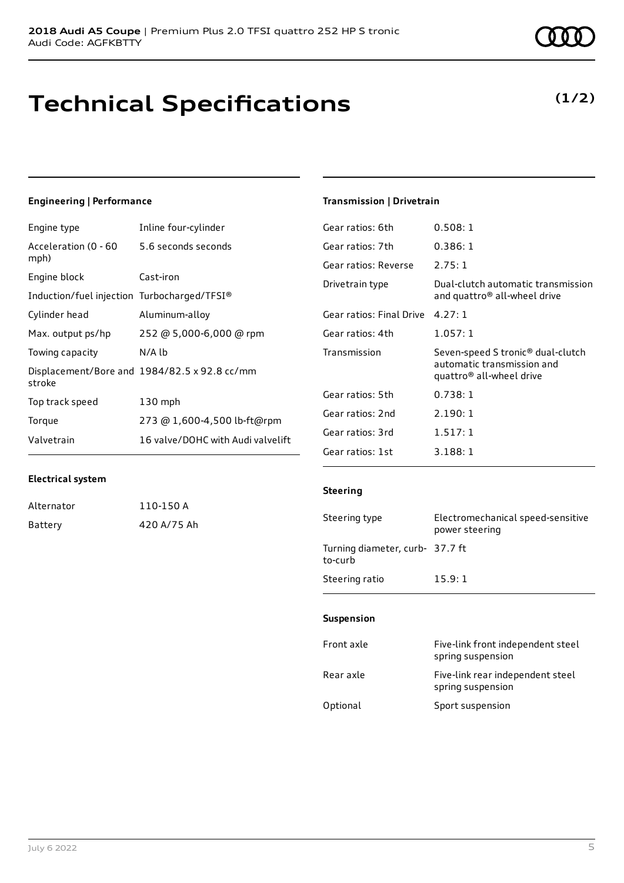**2018 Audi A5 Coupe** | Premium Plus 2.0 TFSI quattro 252 HP S tronic
Audi Code: AGFKBTTY

# Technical Specifications

**(1/2)**

### Engineering | Performance

| | |
|---|---|
| Engine type | Inline four-cylinder |
| Acceleration (0 - 60 mph) | 5.6 seconds seconds |
| Engine block | Cast-iron |
| Induction/fuel injection | Turbocharged/TFSI® |
| Cylinder head | Aluminum-alloy |
| Max. output ps/hp | 252 @ 5,000-6,000 @ rpm |
| Towing capacity | N/A lb |
| Displacement/Bore and stroke | 1984/82.5 x 92.8 cc/mm |
| Top track speed | 130 mph |
| Torque | 273 @ 1,600-4,500 lb-ft@rpm |
| Valvetrain | 16 valve/DOHC with Audi valvelift |

### Electrical system

| | |
|---|---|
| Alternator | 110-150 A |
| Battery | 420 A/75 Ah |

### Transmission | Drivetrain

| | |
|---|---|
| Gear ratios: 6th | 0.508: 1 |
| Gear ratios: 7th | 0.386: 1 |
| Gear ratios: Reverse | 2.75: 1 |
| Drivetrain type | Dual-clutch automatic transmission and quattro® all-wheel drive |
| Gear ratios: Final Drive | 4.27: 1 |
| Gear ratios: 4th | 1.057: 1 |
| Transmission | Seven-speed S tronic® dual-clutch automatic transmission and quattro® all-wheel drive |
| Gear ratios: 5th | 0.738: 1 |
| Gear ratios: 2nd | 2.190: 1 |
| Gear ratios: 3rd | 1.517: 1 |
| Gear ratios: 1st | 3.188: 1 |

### Steering

| | |
|---|---|
| Steering type | Electromechanical speed-sensitive power steering |
| Turning diameter, curb-to-curb | 37.7 ft |
| Steering ratio | 15.9: 1 |

### Suspension

| | |
|---|---|
| Front axle | Five-link front independent steel spring suspension |
| Rear axle | Five-link rear independent steel spring suspension |
| Optional | Sport suspension |

July 6 2022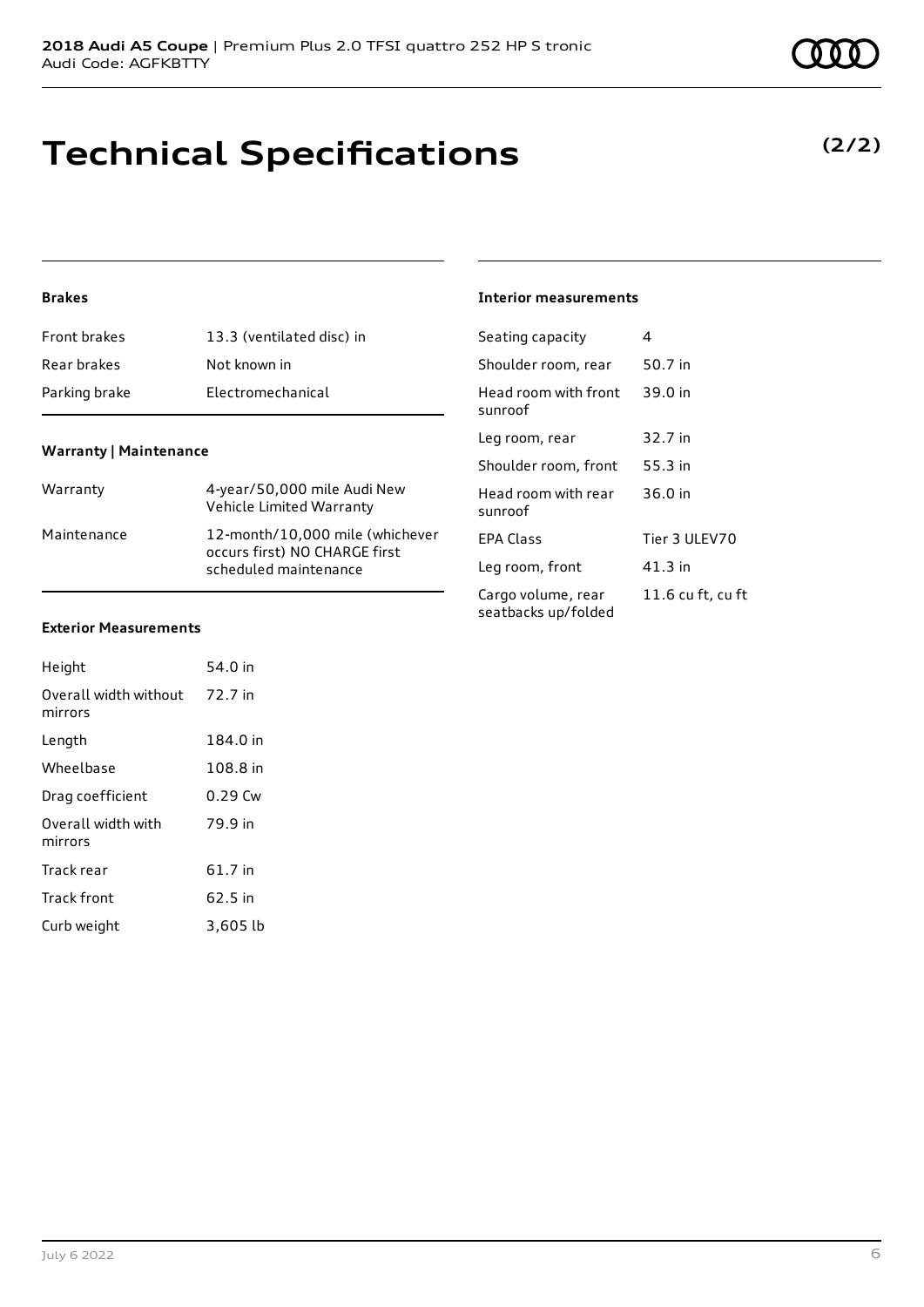# Technical Specifications

**(2/2)**

### Brakes

| | |
|---|---|
| Front brakes | 13.3 (ventilated disc) in |
| Rear brakes | Not known in |
| Parking brake | Electromechanical |

### Warranty | Maintenance

| | |
|---|---|
| Warranty | 4-year/50,000 mile Audi New Vehicle Limited Warranty |
| Maintenance | 12-month/10,000 mile (whichever occurs first) NO CHARGE first scheduled maintenance |

### Exterior Measurements

| | |
|---|---|
| Height | 54.0 in |
| Overall width without mirrors | 72.7 in |
| Length | 184.0 in |
| Wheelbase | 108.8 in |
| Drag coefficient | 0.29 Cw |
| Overall width with mirrors | 79.9 in |
| Track rear | 61.7 in |
| Track front | 62.5 in |
| Curb weight | 3,605 lb |

### Interior measurements

| | |
|---|---|
| Seating capacity | 4 |
| Shoulder room, rear | 50.7 in |
| Head room with front sunroof | 39.0 in |
| Leg room, rear | 32.7 in |
| Shoulder room, front | 55.3 in |
| Head room with rear sunroof | 36.0 in |
| EPA Class | Tier 3 ULEV70 |
| Leg room, front | 41.3 in |
| Cargo volume, rear seatbacks up/folded | 11.6 cu ft, cu ft |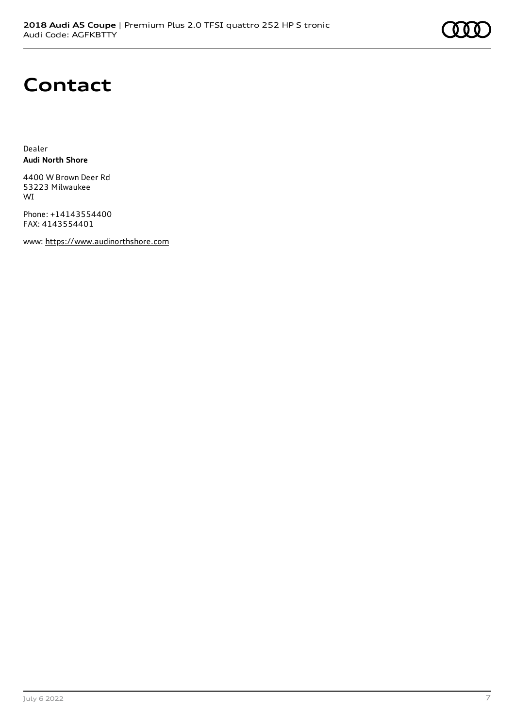# Contact

Dealer
**Audi North Shore**

4400 W Brown Deer Rd
53223 Milwaukee
WI

Phone: +14143554400
FAX: 4143554401

www: https://www.audinorthshore.com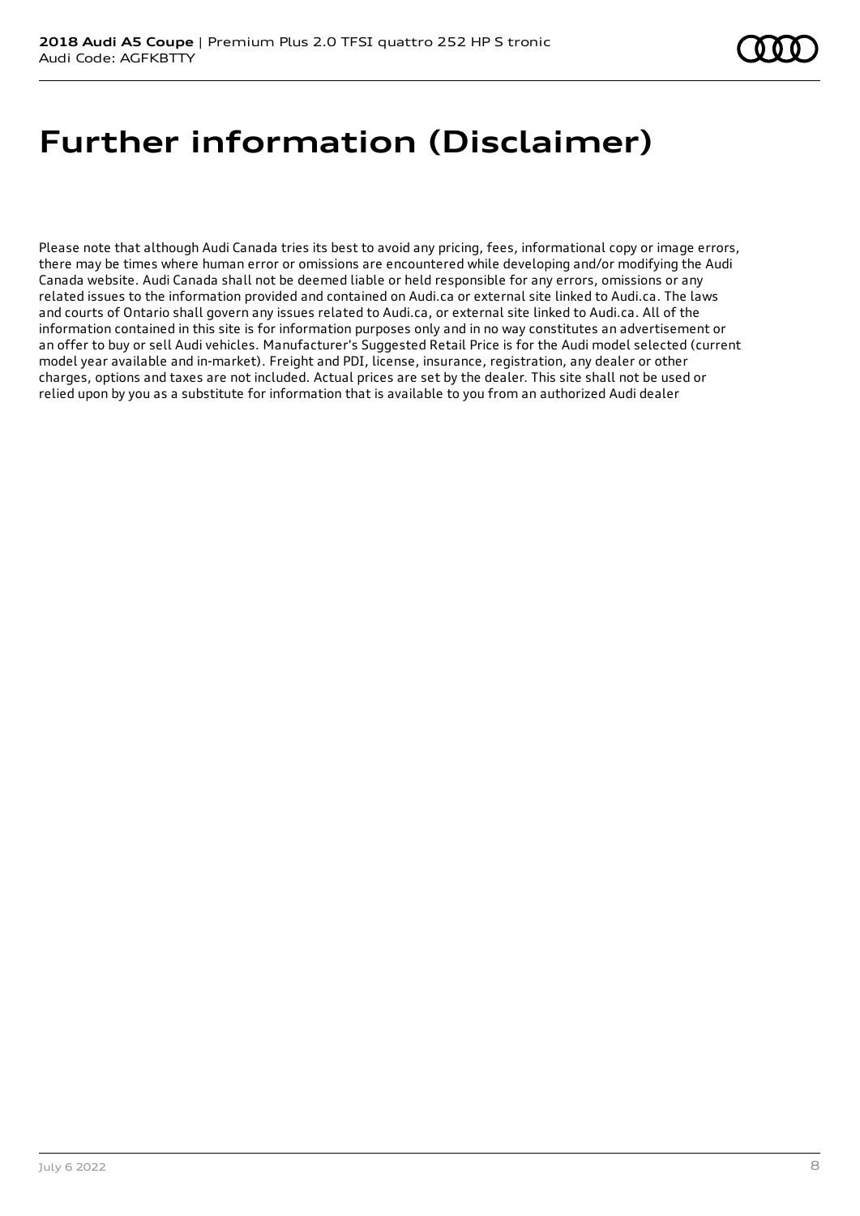# Further information (Disclaimer)

Please note that although Audi Canada tries its best to avoid any pricing, fees, informational copy or image errors, there may be times where human error or omissions are encountered while developing and/or modifying the Audi Canada website. Audi Canada shall not be deemed liable or held responsible for any errors, omissions or any related issues to the information provided and contained on Audi.ca or external site linked to Audi.ca. The laws and courts of Ontario shall govern any issues related to Audi.ca, or external site linked to Audi.ca. All of the information contained in this site is for information purposes only and in no way constitutes an advertisement or an offer to buy or sell Audi vehicles. Manufacturer's Suggested Retail Price is for the Audi model selected (current model year available and in-market). Freight and PDI, license, insurance, registration, any dealer or other charges, options and taxes are not included. Actual prices are set by the dealer. This site shall not be used or relied upon by you as a substitute for information that is available to you from an authorized Audi dealer